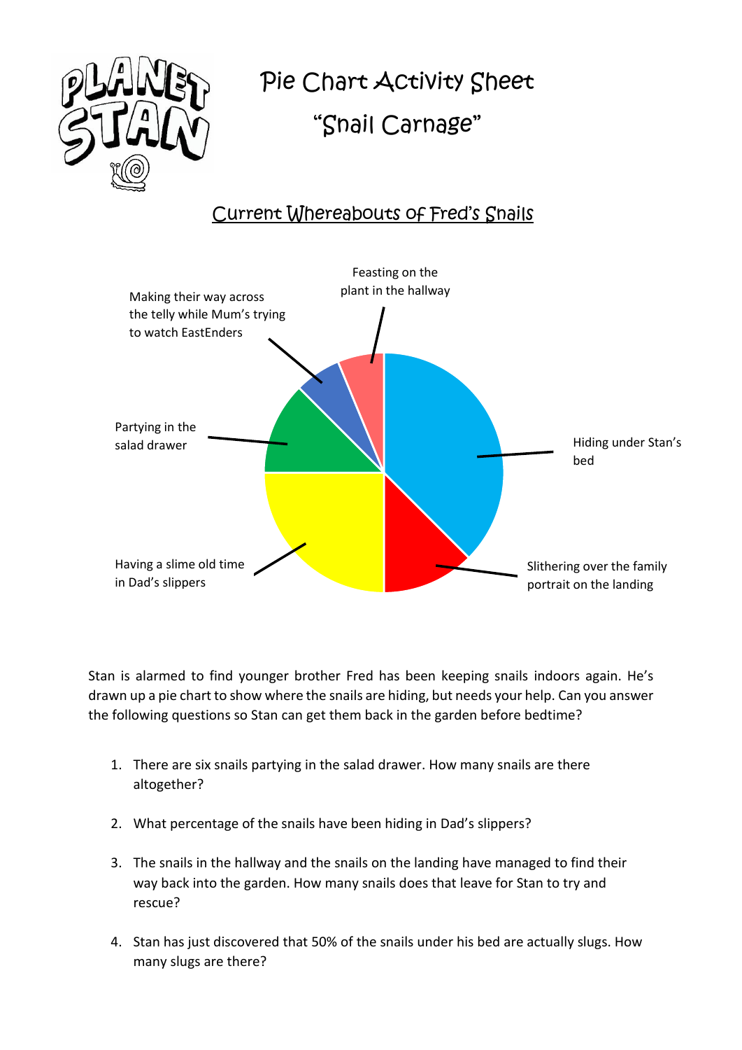PLANET STAN

# Pie Chart Activity Sheet

# "Snail Carnage"

## Current Whereabouts of Fred's Snails

Feasting on the plant in the hallway

Making their way across the telly while Mum's trying to watch EastEnders

Partying in the salad drawer

Hiding under Stan's bed

Having a slime old time in Dad's slippers

Slithering over the family portrait on the landing

Stan is alarmed to find younger brother Fred has been keeping snails indoors again. He's drawn up a pie chart to show where the snails are hiding, but needs your help. Can you answer the following questions so Stan can get them back in the garden before bedtime?

1. There are six snails partying in the salad drawer. How many snails are there altogether?
2. What percentage of the snails have been hiding in Dad's slippers?
3. The snails in the hallway and the snails on the landing have managed to find their way back into the garden. How many snails does that leave for Stan to try and rescue?
4. Stan has just discovered that 50% of the snails under his bed are actually slugs. How many slugs are there?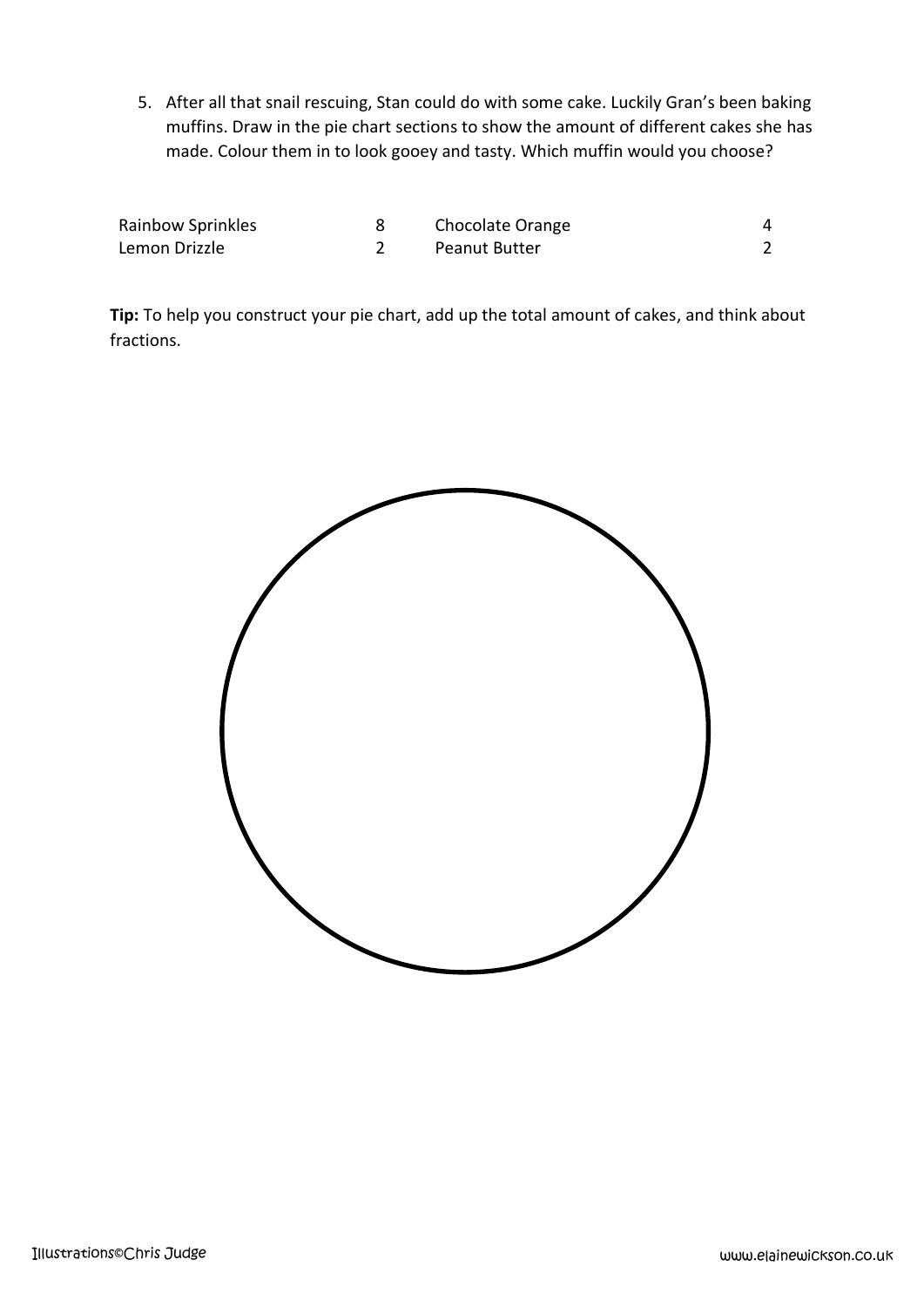5. After all that snail rescuing, Stan could do with some cake. Luckily Gran's been baking muffins. Draw in the pie chart sections to show the amount of different cakes she has made. Colour them in to look gooey and tasty. Which muffin would you choose?

| | | | |
|---|---|---|---|
| Rainbow Sprinkles | 8 | Chocolate Orange | 4 |
| Lemon Drizzle | 2 | Peanut Butter | 2 |

**Tip:** To help you construct your pie chart, add up the total amount of cakes, and think about fractions.

Illustrations©Chris Judge

www.elainewickson.co.uk